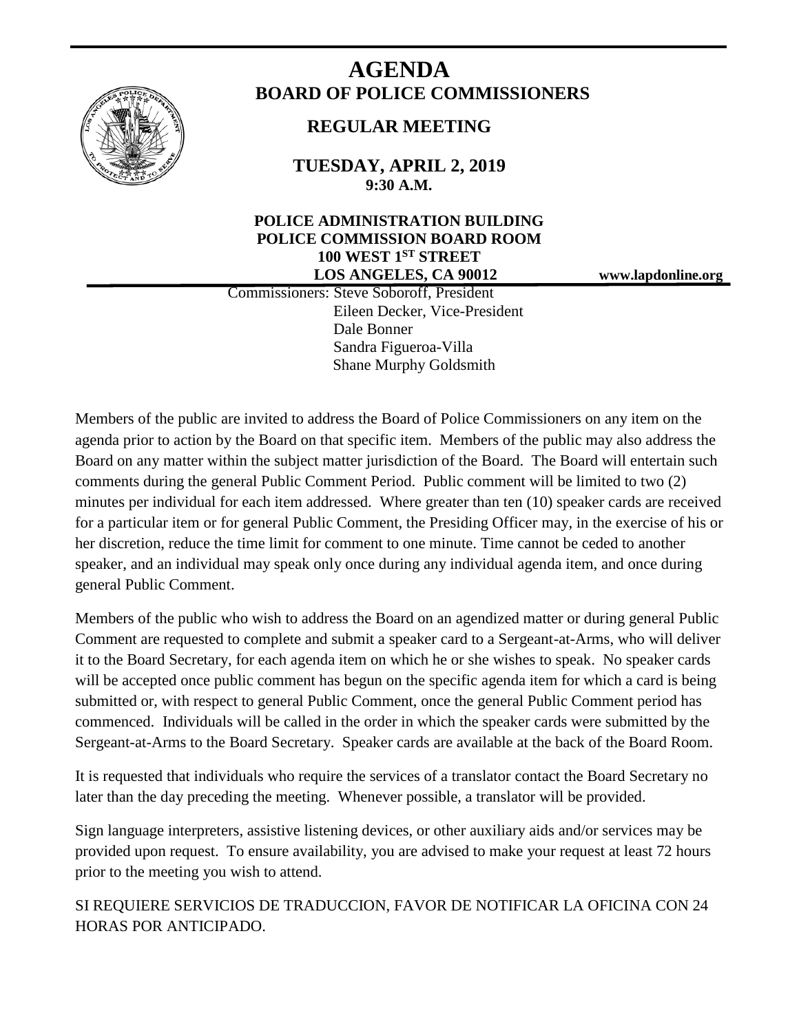# AGENDA

## BOARD OF POLICE COMMISSIONERS

## REGULAR MEETING

**TUESDAY, APRIL 2, 2019**
**9:30 A.M.**

**POLICE ADMINISTRATION BUILDING**
**POLICE COMMISSION BOARD ROOM**
**100 WEST 1ST STREET**
**LOS ANGELES, CA 90012**

**www.lapdonline.org**

Commissioners: Steve Soboroff, President
Eileen Decker, Vice-President
Dale Bonner
Sandra Figueroa-Villa
Shane Murphy Goldsmith

Members of the public are invited to address the Board of Police Commissioners on any item on the agenda prior to action by the Board on that specific item. Members of the public may also address the Board on any matter within the subject matter jurisdiction of the Board. The Board will entertain such comments during the general Public Comment Period. Public comment will be limited to two (2) minutes per individual for each item addressed. Where greater than ten (10) speaker cards are received for a particular item or for general Public Comment, the Presiding Officer may, in the exercise of his or her discretion, reduce the time limit for comment to one minute. Time cannot be ceded to another speaker, and an individual may speak only once during any individual agenda item, and once during general Public Comment.

Members of the public who wish to address the Board on an agendized matter or during general Public Comment are requested to complete and submit a speaker card to a Sergeant-at-Arms, who will deliver it to the Board Secretary, for each agenda item on which he or she wishes to speak. No speaker cards will be accepted once public comment has begun on the specific agenda item for which a card is being submitted or, with respect to general Public Comment, once the general Public Comment period has commenced. Individuals will be called in the order in which the speaker cards were submitted by the Sergeant-at-Arms to the Board Secretary. Speaker cards are available at the back of the Board Room.

It is requested that individuals who require the services of a translator contact the Board Secretary no later than the day preceding the meeting. Whenever possible, a translator will be provided.

Sign language interpreters, assistive listening devices, or other auxiliary aids and/or services may be provided upon request. To ensure availability, you are advised to make your request at least 72 hours prior to the meeting you wish to attend.

SI REQUIERE SERVICIOS DE TRADUCCION, FAVOR DE NOTIFICAR LA OFICINA CON 24 HORAS POR ANTICIPADO.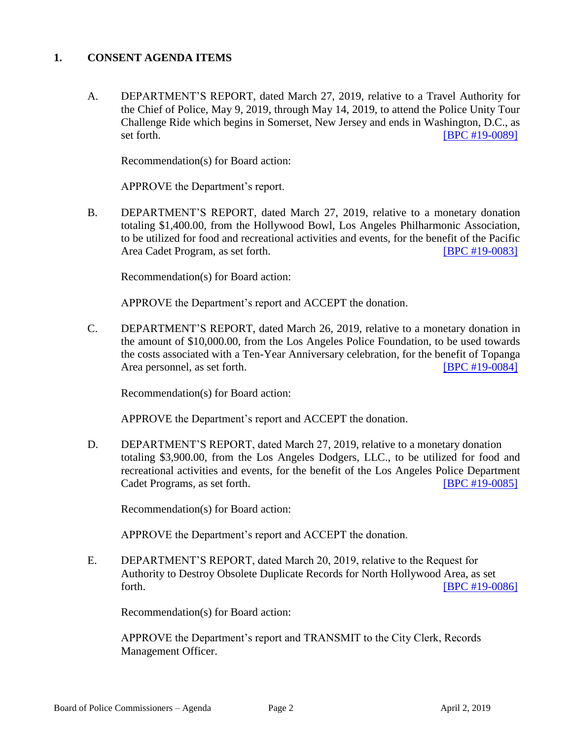## 1. CONSENT AGENDA ITEMS

A. DEPARTMENT'S REPORT, dated March 27, 2019, relative to a Travel Authority for the Chief of Police, May 9, 2019, through May 14, 2019, to attend the Police Unity Tour Challenge Ride which begins in Somerset, New Jersey and ends in Washington, D.C., as set forth. [BPC #19-0089]

Recommendation(s) for Board action:

APPROVE the Department's report.

B. DEPARTMENT'S REPORT, dated March 27, 2019, relative to a monetary donation totaling $1,400.00, from the Hollywood Bowl, Los Angeles Philharmonic Association, to be utilized for food and recreational activities and events, for the benefit of the Pacific Area Cadet Program, as set forth. [BPC #19-0083]

Recommendation(s) for Board action:

APPROVE the Department's report and ACCEPT the donation.

C. DEPARTMENT'S REPORT, dated March 26, 2019, relative to a monetary donation in the amount of $10,000.00, from the Los Angeles Police Foundation, to be used towards the costs associated with a Ten-Year Anniversary celebration, for the benefit of Topanga Area personnel, as set forth. [BPC #19-0084]

Recommendation(s) for Board action:

APPROVE the Department's report and ACCEPT the donation.

D. DEPARTMENT'S REPORT, dated March 27, 2019, relative to a monetary donation totaling $3,900.00, from the Los Angeles Dodgers, LLC., to be utilized for food and recreational activities and events, for the benefit of the Los Angeles Police Department Cadet Programs, as set forth. [BPC #19-0085]

Recommendation(s) for Board action:

APPROVE the Department's report and ACCEPT the donation.

E. DEPARTMENT'S REPORT, dated March 20, 2019, relative to the Request for Authority to Destroy Obsolete Duplicate Records for North Hollywood Area, as set forth. [BPC #19-0086]

Recommendation(s) for Board action:

APPROVE the Department's report and TRANSMIT to the City Clerk, Records Management Officer.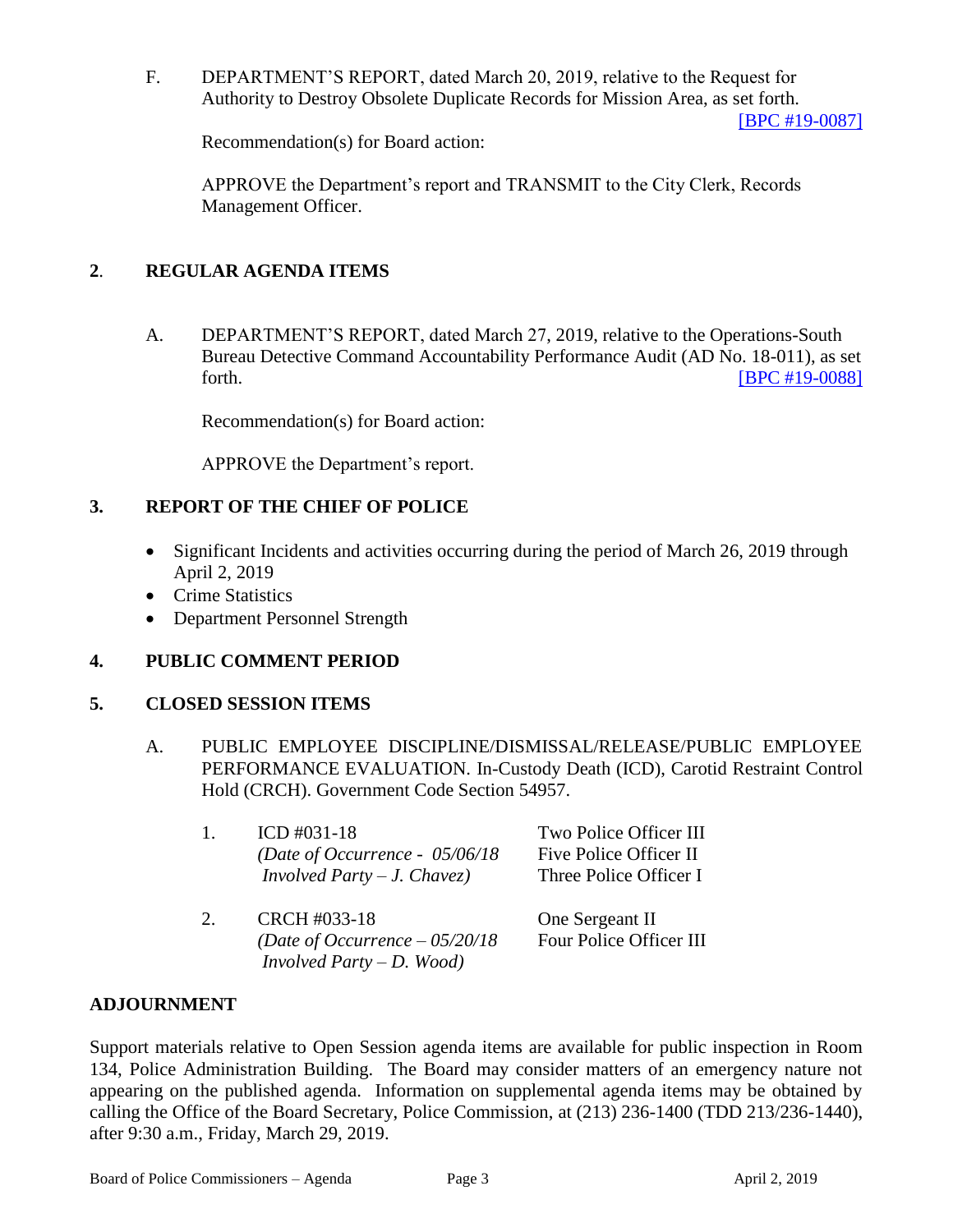F. DEPARTMENT'S REPORT, dated March 20, 2019, relative to the Request for Authority to Destroy Obsolete Duplicate Records for Mission Area, as set forth. [BPC #19-0087]

Recommendation(s) for Board action:

APPROVE the Department's report and TRANSMIT to the City Clerk, Records Management Officer.

## 2. REGULAR AGENDA ITEMS

A. DEPARTMENT'S REPORT, dated March 27, 2019, relative to the Operations-South Bureau Detective Command Accountability Performance Audit (AD No. 18-011), as set forth. [BPC #19-0088]

Recommendation(s) for Board action:

APPROVE the Department's report.

## 3. REPORT OF THE CHIEF OF POLICE

- Significant Incidents and activities occurring during the period of March 26, 2019 through April 2, 2019
- Crime Statistics
- Department Personnel Strength

## 4. PUBLIC COMMENT PERIOD

## 5. CLOSED SESSION ITEMS

A. PUBLIC EMPLOYEE DISCIPLINE/DISMISSAL/RELEASE/PUBLIC EMPLOYEE PERFORMANCE EVALUATION. In-Custody Death (ICD), Carotid Restraint Control Hold (CRCH). Government Code Section 54957.

1. ICD #031-18 
   *(Date of Occurrence - 05/06/18 Involved Party – J. Chavez)* 
   Two Police Officer III 
   Five Police Officer II 
   Three Police Officer I

2. CRCH #033-18 
   *(Date of Occurrence – 05/20/18 Involved Party – D. Wood)* 
   One Sergeant II 
   Four Police Officer III

## ADJOURNMENT

Support materials relative to Open Session agenda items are available for public inspection in Room 134, Police Administration Building. The Board may consider matters of an emergency nature not appearing on the published agenda. Information on supplemental agenda items may be obtained by calling the Office of the Board Secretary, Police Commission, at (213) 236-1400 (TDD 213/236-1440), after 9:30 a.m., Friday, March 29, 2019.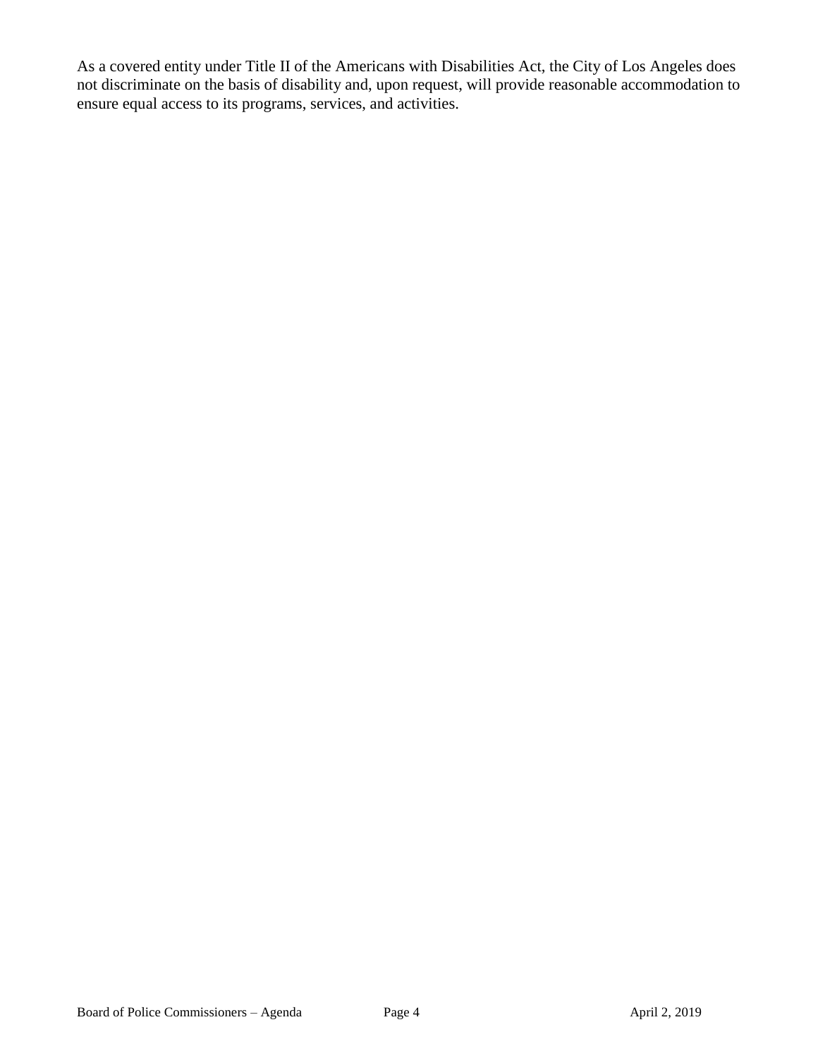As a covered entity under Title II of the Americans with Disabilities Act, the City of Los Angeles does not discriminate on the basis of disability and, upon request, will provide reasonable accommodation to ensure equal access to its programs, services, and activities.